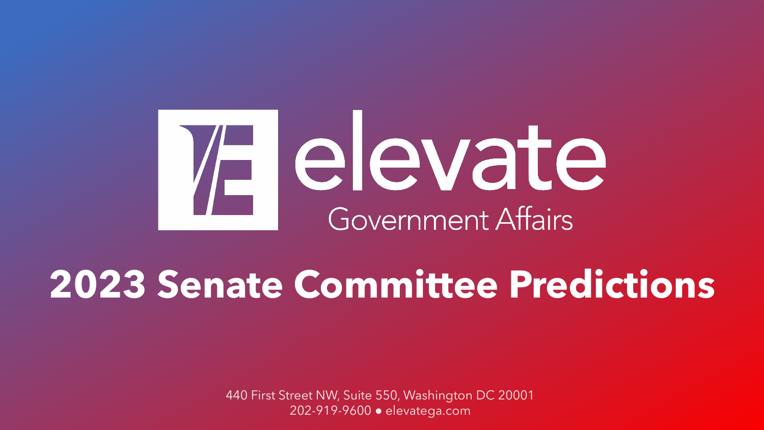elevate

Government Affairs

# 2023 Senate Committee Predictions

440 First Street NW, Suite 550, Washington DC 20001
202-919-9600 ● elevatega.com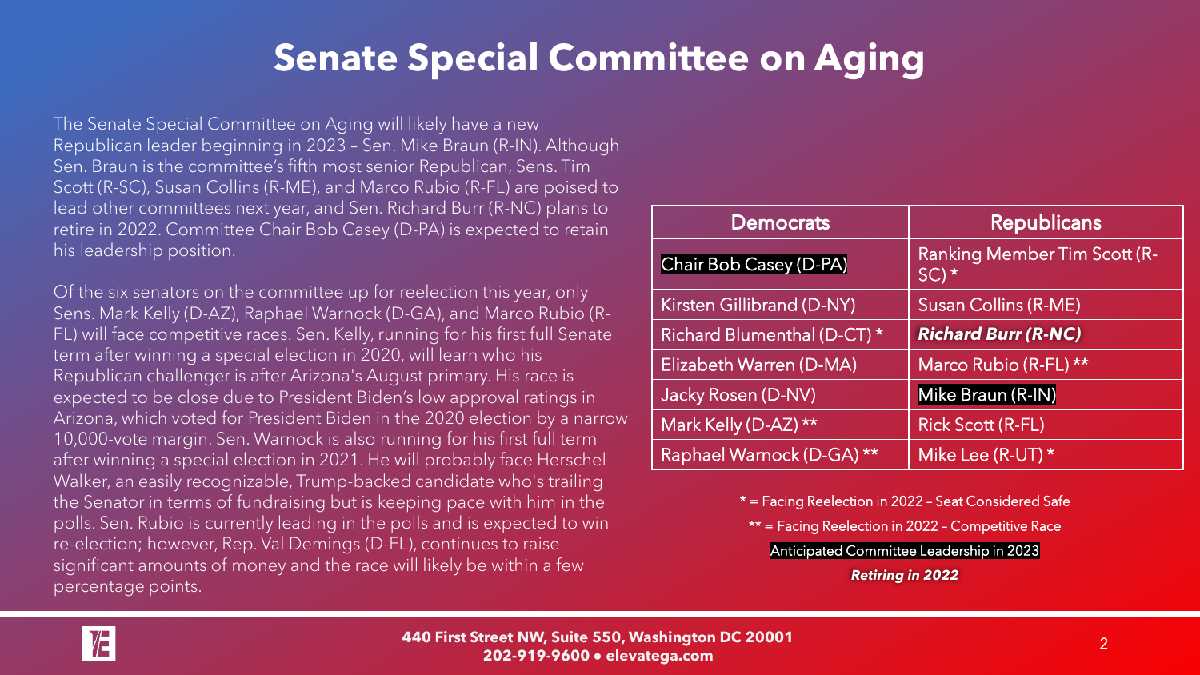# Senate Special Committee on Aging

The Senate Special Committee on Aging will likely have a new Republican leader beginning in 2023 – Sen. Mike Braun (R-IN). Although Sen. Braun is the committee's fifth most senior Republican, Sens. Tim Scott (R-SC), Susan Collins (R-ME), and Marco Rubio (R-FL) are poised to lead other committees next year, and Sen. Richard Burr (R-NC) plans to retire in 2022. Committee Chair Bob Casey (D-PA) is expected to retain his leadership position.

Of the six senators on the committee up for reelection this year, only Sens. Mark Kelly (D-AZ), Raphael Warnock (D-GA), and Marco Rubio (R-FL) will face competitive races. Sen. Kelly, running for his first full Senate term after winning a special election in 2020, will learn who his Republican challenger is after Arizona's August primary. His race is expected to be close due to President Biden's low approval ratings in Arizona, which voted for President Biden in the 2020 election by a narrow 10,000-vote margin. Sen. Warnock is also running for his first full term after winning a special election in 2021. He will probably face Herschel Walker, an easily recognizable, Trump-backed candidate who's trailing the Senator in terms of fundraising but is keeping pace with him in the polls. Sen. Rubio is currently leading in the polls and is expected to win re-election; however, Rep. Val Demings (D-FL), continues to raise significant amounts of money and the race will likely be within a few percentage points.

| Democrats | Republicans |
| --- | --- |
| Chair Bob Casey (D-PA) | Ranking Member Tim Scott (R-SC) * |
| Kirsten Gillibrand (D-NY) | Susan Collins (R-ME) |
| Richard Blumenthal (D-CT) * | ***Richard Burr (R-NC)*** |
| Elizabeth Warren (D-MA) | Marco Rubio (R-FL) ** |
| Jacky Rosen (D-NV) | Mike Braun (R-IN) |
| Mark Kelly (D-AZ) ** | Rick Scott (R-FL) |
| Raphael Warnock (D-GA) ** | Mike Lee (R-UT) * |

* = Facing Reelection in 2022 – Seat Considered Safe

** = Facing Reelection in 2022 – Competitive Race

Anticipated Committee Leadership in 2023

***Retiring in 2022***

**440 First Street NW, Suite 550, Washington DC 20001**
**202-919-9600 • elevatega.com**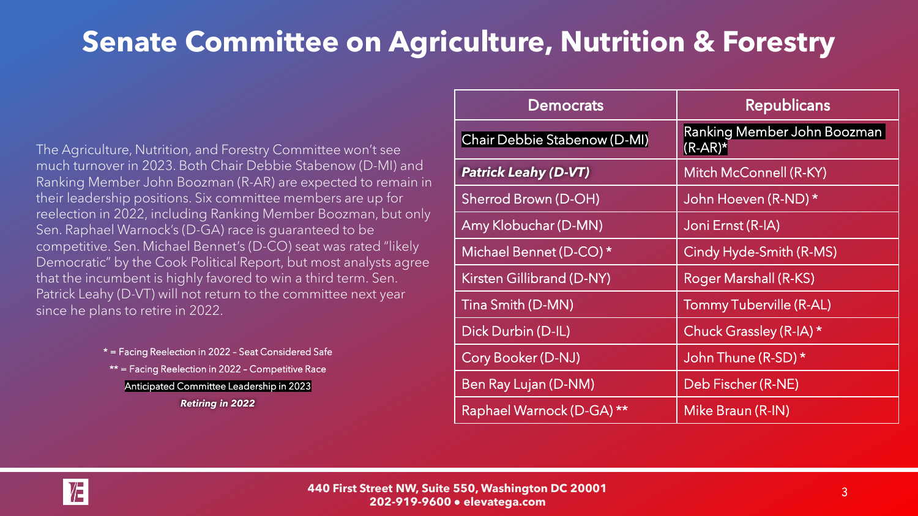# Senate Committee on Agriculture, Nutrition & Forestry

The Agriculture, Nutrition, and Forestry Committee won't see much turnover in 2023. Both Chair Debbie Stabenow (D-MI) and Ranking Member John Boozman (R-AR) are expected to remain in their leadership positions. Six committee members are up for reelection in 2022, including Ranking Member Boozman, but only Sen. Raphael Warnock's (D-GA) race is guaranteed to be competitive. Sen. Michael Bennet's (D-CO) seat was rated "likely Democratic" by the Cook Political Report, but most analysts agree that the incumbent is highly favored to win a third term. Sen. Patrick Leahy (D-VT) will not return to the committee next year since he plans to retire in 2022.

* = Facing Reelection in 2022 – Seat Considered Safe

** = Facing Reelection in 2022 – Competitive Race

Anticipated Committee Leadership in 2023

***Retiring in 2022***

| Democrats | Republicans |
|---|---|
| Chair Debbie Stabenow (D-MI) | Ranking Member John Boozman (R-AR)* |
| ***Patrick Leahy (D-VT)*** | Mitch McConnell (R-KY) |
| Sherrod Brown (D-OH) | John Hoeven (R-ND) * |
| Amy Klobuchar (D-MN) | Joni Ernst (R-IA) |
| Michael Bennet (D-CO) * | Cindy Hyde-Smith (R-MS) |
| Kirsten Gillibrand (D-NY) | Roger Marshall (R-KS) |
| Tina Smith (D-MN) | Tommy Tuberville (R-AL) |
| Dick Durbin (D-IL) | Chuck Grassley (R-IA) * |
| Cory Booker (D-NJ) | John Thune (R-SD) * |
| Ben Ray Lujan (D-NM) | Deb Fischer (R-NE) |
| Raphael Warnock (D-GA) ** | Mike Braun (R-IN) |

**440 First Street NW, Suite 550, Washington DC 20001**
**202-919-9600 • elevatega.com**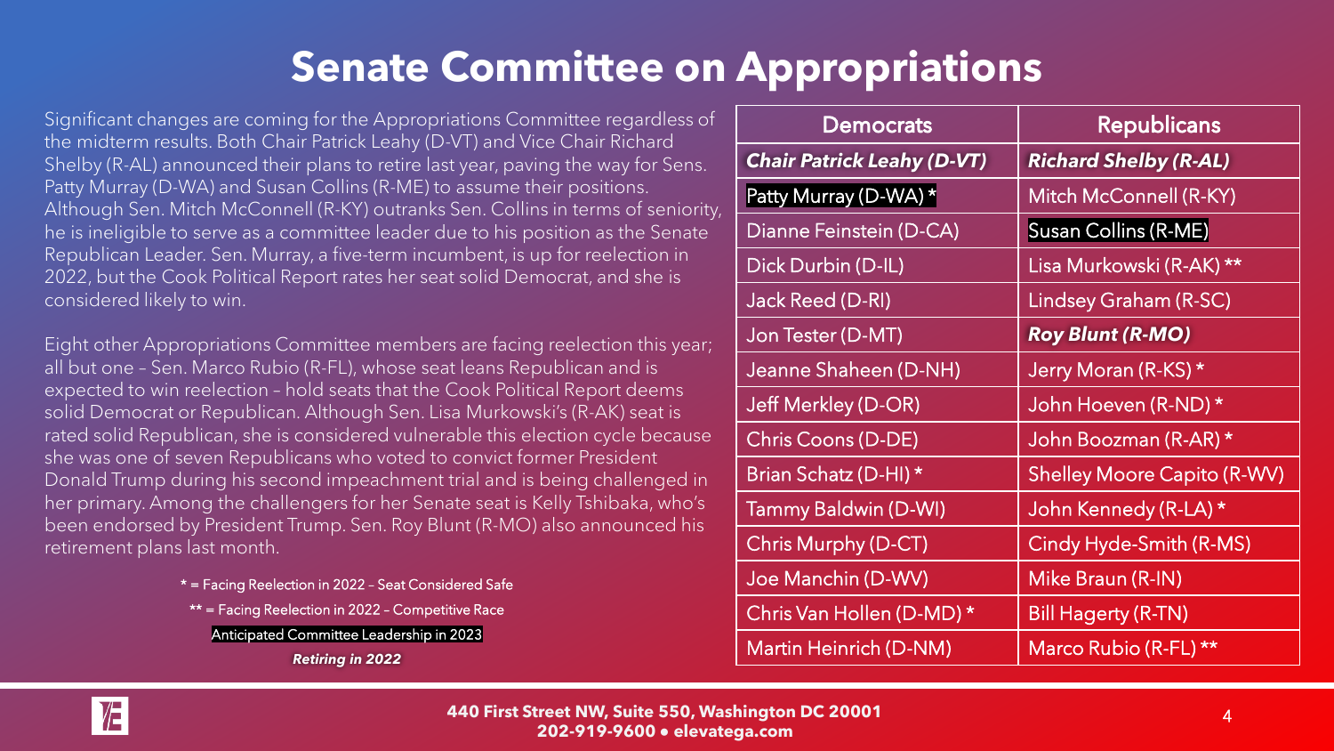# Senate Committee on Appropriations

Significant changes are coming for the Appropriations Committee regardless of the midterm results. Both Chair Patrick Leahy (D-VT) and Vice Chair Richard Shelby (R-AL) announced their plans to retire last year, paving the way for Sens. Patty Murray (D-WA) and Susan Collins (R-ME) to assume their positions. Although Sen. Mitch McConnell (R-KY) outranks Sen. Collins in terms of seniority, he is ineligible to serve as a committee leader due to his position as the Senate Republican Leader. Sen. Murray, a five-term incumbent, is up for reelection in 2022, but the Cook Political Report rates her seat solid Democrat, and she is considered likely to win.

Eight other Appropriations Committee members are facing reelection this year; all but one – Sen. Marco Rubio (R-FL), whose seat leans Republican and is expected to win reelection – hold seats that the Cook Political Report deems solid Democrat or Republican. Although Sen. Lisa Murkowski's (R-AK) seat is rated solid Republican, she is considered vulnerable this election cycle because she was one of seven Republicans who voted to convict former President Donald Trump during his second impeachment trial and is being challenged in her primary. Among the challengers for her Senate seat is Kelly Tshibaka, who's been endorsed by President Trump. Sen. Roy Blunt (R-MO) also announced his retirement plans last month.

| Democrats | Republicans |
|---|---|
| ***Chair Patrick Leahy (D-VT)*** | ***Richard Shelby (R-AL)*** |
| Patty Murray (D-WA) * | Mitch McConnell (R-KY) |
| Dianne Feinstein (D-CA) | Susan Collins (R-ME) |
| Dick Durbin (D-IL) | Lisa Murkowski (R-AK) ** |
| Jack Reed (D-RI) | Lindsey Graham (R-SC) |
| Jon Tester (D-MT) | ***Roy Blunt (R-MO)*** |
| Jeanne Shaheen (D-NH) | Jerry Moran (R-KS) * |
| Jeff Merkley (D-OR) | John Hoeven (R-ND) * |
| Chris Coons (D-DE) | John Boozman (R-AR) * |
| Brian Schatz (D-HI) * | Shelley Moore Capito (R-WV) |
| Tammy Baldwin (D-WI) | John Kennedy (R-LA) * |
| Chris Murphy (D-CT) | Cindy Hyde-Smith (R-MS) |
| Joe Manchin (D-WV) | Mike Braun (R-IN) |
| Chris Van Hollen (D-MD) * | Bill Hagerty (R-TN) |
| Martin Heinrich (D-NM) | Marco Rubio (R-FL) ** |

\* = Facing Reelection in 2022 – Seat Considered Safe

\*\* = Facing Reelection in 2022 – Competitive Race

Anticipated Committee Leadership in 2023

***Retiring in 2022***

**440 First Street NW, Suite 550, Washington DC 20001**
**202-919-9600 • elevatega.com**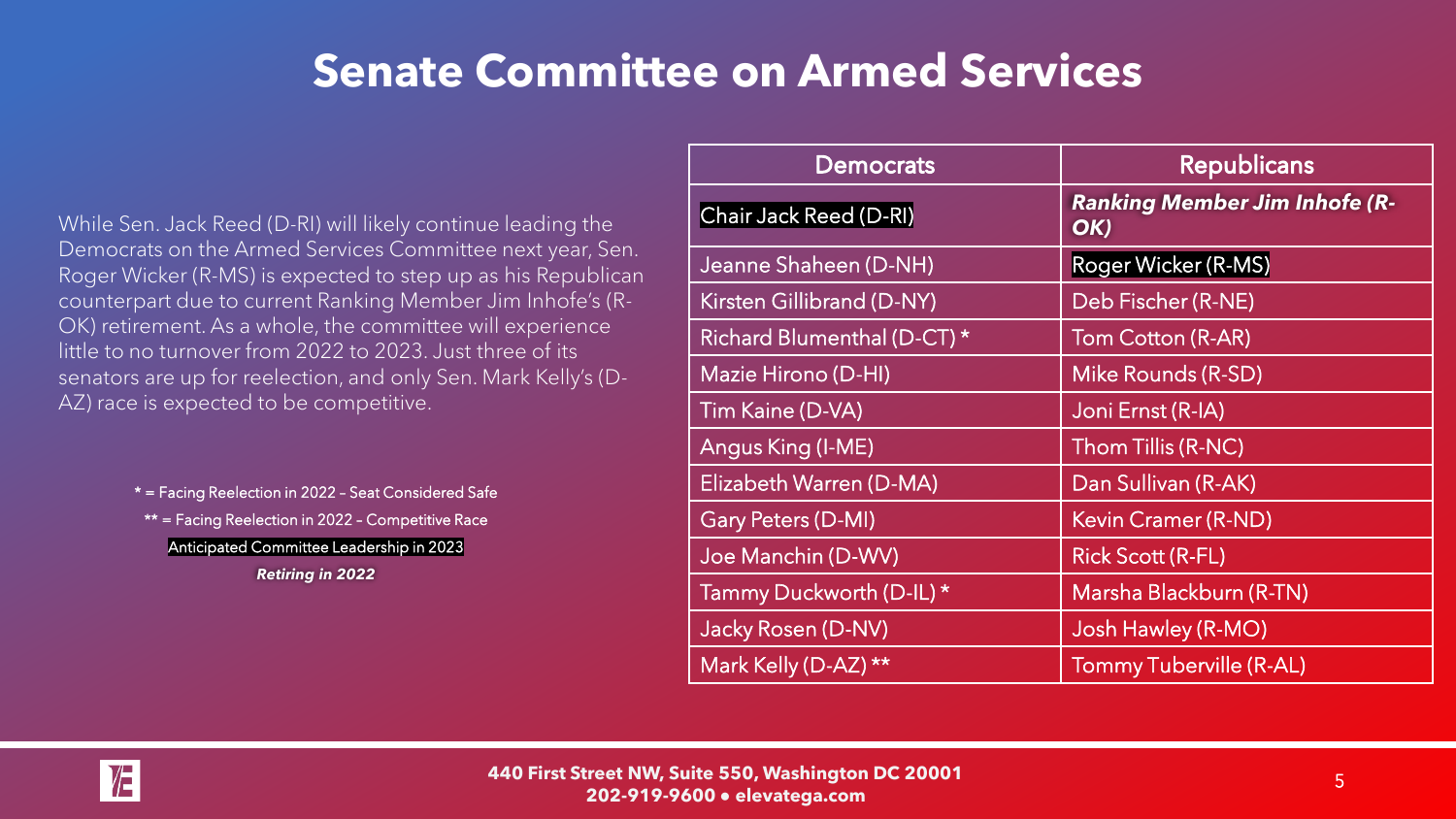# Senate Committee on Armed Services

While Sen. Jack Reed (D-RI) will likely continue leading the Democrats on the Armed Services Committee next year, Sen. Roger Wicker (R-MS) is expected to step up as his Republican counterpart due to current Ranking Member Jim Inhofe's (R-OK) retirement. As a whole, the committee will experience little to no turnover from 2022 to 2023. Just three of its senators are up for reelection, and only Sen. Mark Kelly's (D-AZ) race is expected to be competitive.

* = Facing Reelection in 2022 – Seat Considered Safe

** = Facing Reelection in 2022 – Competitive Race

Anticipated Committee Leadership in 2023

***Retiring in 2022***

| Democrats | Republicans |
| --- | --- |
| Chair Jack Reed (D-RI) | ***Ranking Member Jim Inhofe (R-OK)*** |
| Jeanne Shaheen (D-NH) | Roger Wicker (R-MS) |
| Kirsten Gillibrand (D-NY) | Deb Fischer (R-NE) |
| Richard Blumenthal (D-CT) * | Tom Cotton (R-AR) |
| Mazie Hirono (D-HI) | Mike Rounds (R-SD) |
| Tim Kaine (D-VA) | Joni Ernst (R-IA) |
| Angus King (I-ME) | Thom Tillis (R-NC) |
| Elizabeth Warren (D-MA) | Dan Sullivan (R-AK) |
| Gary Peters (D-MI) | Kevin Cramer (R-ND) |
| Joe Manchin (D-WV) | Rick Scott (R-FL) |
| Tammy Duckworth (D-IL) * | Marsha Blackburn (R-TN) |
| Jacky Rosen (D-NV) | Josh Hawley (R-MO) |
| Mark Kelly (D-AZ) ** | Tommy Tuberville (R-AL) |

**440 First Street NW, Suite 550, Washington DC 20001**
**202-919-9600 • elevatega.com**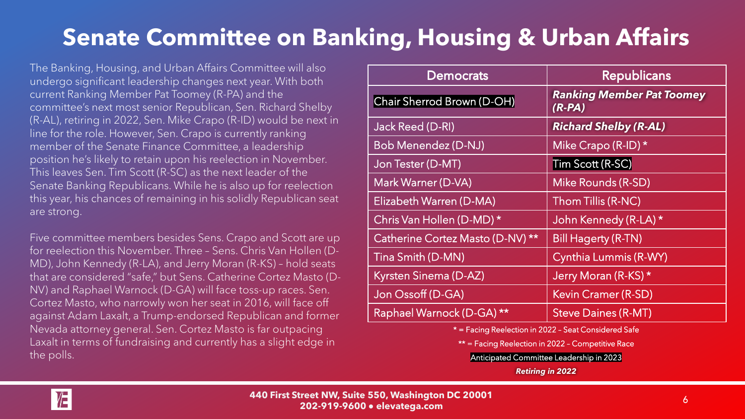# Senate Committee on Banking, Housing & Urban Affairs

The Banking, Housing, and Urban Affairs Committee will also undergo significant leadership changes next year. With both current Ranking Member Pat Toomey (R-PA) and the committee's next most senior Republican, Sen. Richard Shelby (R-AL), retiring in 2022, Sen. Mike Crapo (R-ID) would be next in line for the role. However, Sen. Crapo is currently ranking member of the Senate Finance Committee, a leadership position he's likely to retain upon his reelection in November. This leaves Sen. Tim Scott (R-SC) as the next leader of the Senate Banking Republicans. While he is also up for reelection this year, his chances of remaining in his solidly Republican seat are strong.

Five committee members besides Sens. Crapo and Scott are up for reelection this November. Three – Sens. Chris Van Hollen (D-MD), John Kennedy (R-LA), and Jerry Moran (R-KS) – hold seats that are considered "safe," but Sens. Catherine Cortez Masto (D-NV) and Raphael Warnock (D-GA) will face toss-up races. Sen. Cortez Masto, who narrowly won her seat in 2016, will face off against Adam Laxalt, a Trump-endorsed Republican and former Nevada attorney general. Sen. Cortez Masto is far outpacing Laxalt in terms of fundraising and currently has a slight edge in the polls.

| Democrats | Republicans |
|---|---|
| Chair Sherrod Brown (D-OH) | ***Ranking Member Pat Toomey (R-PA)*** |
| Jack Reed (D-RI) | ***Richard Shelby (R-AL)*** |
| Bob Menendez (D-NJ) | Mike Crapo (R-ID) * |
| Jon Tester (D-MT) | Tim Scott (R-SC) |
| Mark Warner (D-VA) | Mike Rounds (R-SD) |
| Elizabeth Warren (D-MA) | Thom Tillis (R-NC) |
| Chris Van Hollen (D-MD) * | John Kennedy (R-LA) * |
| Catherine Cortez Masto (D-NV) ** | Bill Hagerty (R-TN) |
| Tina Smith (D-MN) | Cynthia Lummis (R-WY) |
| Kyrsten Sinema (D-AZ) | Jerry Moran (R-KS) * |
| Jon Ossoff (D-GA) | Kevin Cramer (R-SD) |
| Raphael Warnock (D-GA) ** | Steve Daines (R-MT) |

* = Facing Reelection in 2022 – Seat Considered Safe

** = Facing Reelection in 2022 – Competitive Race

Anticipated Committee Leadership in 2023

***Retiring in 2022***

**440 First Street NW, Suite 550, Washington DC 20001**
**202-919-9600 • elevatega.com**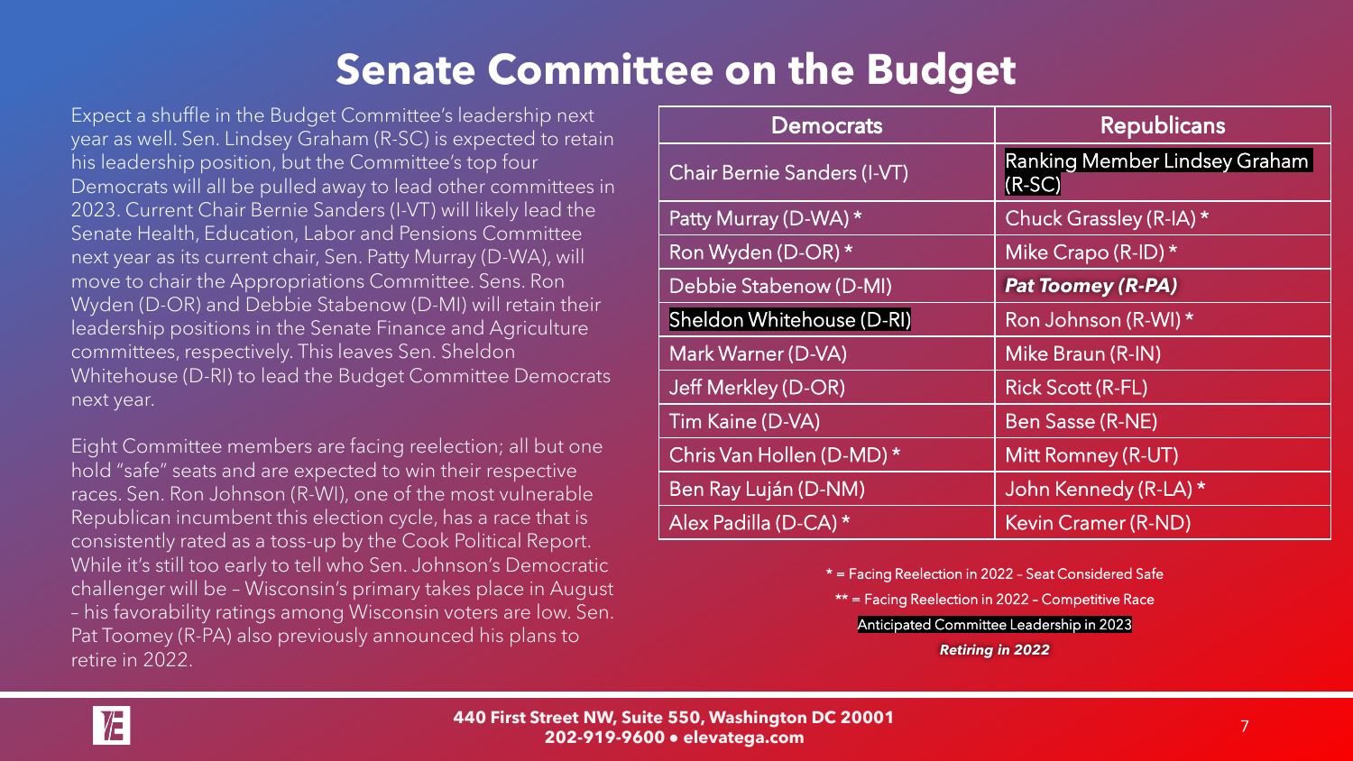# Senate Committee on the Budget

Expect a shuffle in the Budget Committee's leadership next year as well. Sen. Lindsey Graham (R-SC) is expected to retain his leadership position, but the Committee's top four Democrats will all be pulled away to lead other committees in 2023. Current Chair Bernie Sanders (I-VT) will likely lead the Senate Health, Education, Labor and Pensions Committee next year as its current chair, Sen. Patty Murray (D-WA), will move to chair the Appropriations Committee. Sens. Ron Wyden (D-OR) and Debbie Stabenow (D-MI) will retain their leadership positions in the Senate Finance and Agriculture committees, respectively. This leaves Sen. Sheldon Whitehouse (D-RI) to lead the Budget Committee Democrats next year.

Eight Committee members are facing reelection; all but one hold "safe" seats and are expected to win their respective races. Sen. Ron Johnson (R-WI), one of the most vulnerable Republican incumbent this election cycle, has a race that is consistently rated as a toss-up by the Cook Political Report. While it's still too early to tell who Sen. Johnson's Democratic challenger will be – Wisconsin's primary takes place in August – his favorability ratings among Wisconsin voters are low. Sen. Pat Toomey (R-PA) also previously announced his plans to retire in 2022.

| Democrats | Republicans |
|---|---|
| Chair Bernie Sanders (I-VT) | Ranking Member Lindsey Graham (R-SC) |
| Patty Murray (D-WA) * | Chuck Grassley (R-IA) * |
| Ron Wyden (D-OR) * | Mike Crapo (R-ID) * |
| Debbie Stabenow (D-MI) | ***Pat Toomey (R-PA)*** |
| Sheldon Whitehouse (D-RI) | Ron Johnson (R-WI) * |
| Mark Warner (D-VA) | Mike Braun (R-IN) |
| Jeff Merkley (D-OR) | Rick Scott (R-FL) |
| Tim Kaine (D-VA) | Ben Sasse (R-NE) |
| Chris Van Hollen (D-MD) * | Mitt Romney (R-UT) |
| Ben Ray Luján (D-NM) | John Kennedy (R-LA) * |
| Alex Padilla (D-CA) * | Kevin Cramer (R-ND) |

* = Facing Reelection in 2022 – Seat Considered Safe

** = Facing Reelection in 2022 – Competitive Race

Anticipated Committee Leadership in 2023

***Retiring in 2022***

440 First Street NW, Suite 550, Washington DC 20001
202-919-9600 • elevatega.com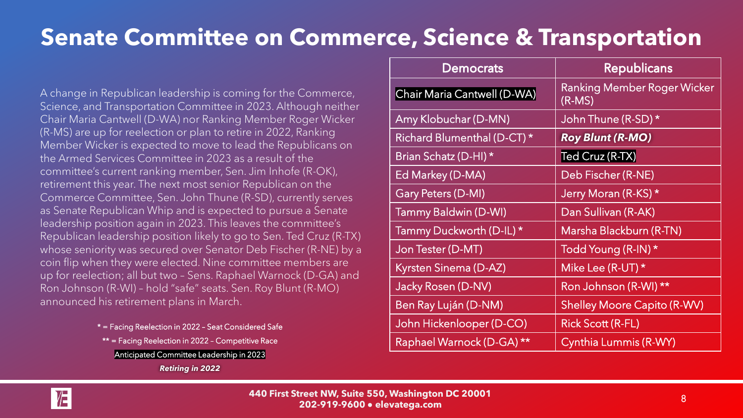# Senate Committee on Commerce, Science & Transportation

A change in Republican leadership is coming for the Commerce, Science, and Transportation Committee in 2023. Although neither Chair Maria Cantwell (D-WA) nor Ranking Member Roger Wicker (R-MS) are up for reelection or plan to retire in 2022, Ranking Member Wicker is expected to move to lead the Republicans on the Armed Services Committee in 2023 as a result of the committee's current ranking member, Sen. Jim Inhofe (R-OK), retirement this year. The next most senior Republican on the Commerce Committee, Sen. John Thune (R-SD), currently serves as Senate Republican Whip and is expected to pursue a Senate leadership position again in 2023. This leaves the committee's Republican leadership position likely to go to Sen. Ted Cruz (R-TX) whose seniority was secured over Senator Deb Fischer (R-NE) by a coin flip when they were elected. Nine committee members are up for reelection; all but two – Sens. Raphael Warnock (D-GA) and Ron Johnson (R-WI) – hold "safe" seats. Sen. Roy Blunt (R-MO) announced his retirement plans in March.

| Democrats | Republicans |
|---|---|
| Chair Maria Cantwell (D-WA) | Ranking Member Roger Wicker (R-MS) |
| Amy Klobuchar (D-MN) | John Thune (R-SD) * |
| Richard Blumenthal (D-CT) * | ***Roy Blunt (R-MO)*** |
| Brian Schatz (D-HI) * | Ted Cruz (R-TX) |
| Ed Markey (D-MA) | Deb Fischer (R-NE) |
| Gary Peters (D-MI) | Jerry Moran (R-KS) * |
| Tammy Baldwin (D-WI) | Dan Sullivan (R-AK) |
| Tammy Duckworth (D-IL) * | Marsha Blackburn (R-TN) |
| Jon Tester (D-MT) | Todd Young (R-IN) * |
| Kyrsten Sinema (D-AZ) | Mike Lee (R-UT) * |
| Jacky Rosen (D-NV) | Ron Johnson (R-WI) ** |
| Ben Ray Luján (D-NM) | Shelley Moore Capito (R-WV) |
| John Hickenlooper (D-CO) | Rick Scott (R-FL) |
| Raphael Warnock (D-GA) ** | Cynthia Lummis (R-WY) |

\* = Facing Reelection in 2022 – Seat Considered Safe

\** = Facing Reelection in 2022 – Competitive Race

Anticipated Committee Leadership in 2023

***Retiring in 2022***

**440 First Street NW, Suite 550, Washington DC 20001**
**202-919-9600 • elevatega.com**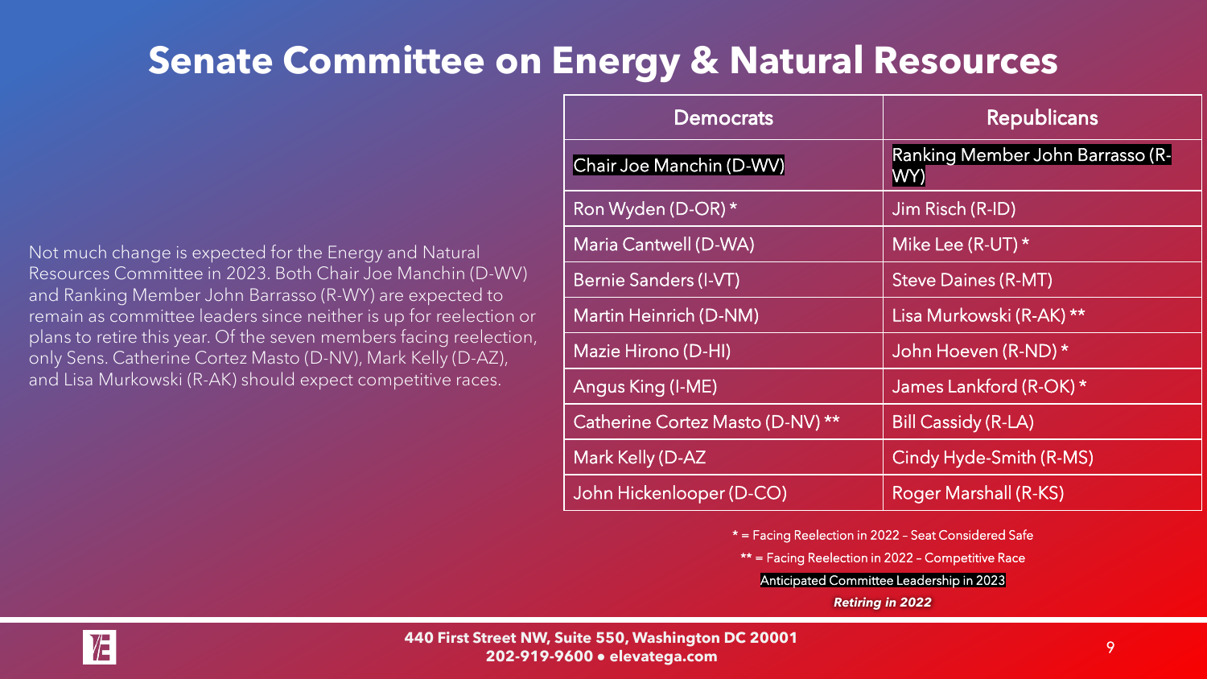# Senate Committee on Energy & Natural Resources

Not much change is expected for the Energy and Natural Resources Committee in 2023. Both Chair Joe Manchin (D-WV) and Ranking Member John Barrasso (R-WY) are expected to remain as committee leaders since neither is up for reelection or plans to retire this year. Of the seven members facing reelection, only Sens. Catherine Cortez Masto (D-NV), Mark Kelly (D-AZ), and Lisa Murkowski (R-AK) should expect competitive races.

| Democrats | Republicans |
| --- | --- |
| Chair Joe Manchin (D-WV) | Ranking Member John Barrasso (R-WY) |
| Ron Wyden (D-OR) * | Jim Risch (R-ID) |
| Maria Cantwell (D-WA) | Mike Lee (R-UT) * |
| Bernie Sanders (I-VT) | Steve Daines (R-MT) |
| Martin Heinrich (D-NM) | Lisa Murkowski (R-AK) ** |
| Mazie Hirono (D-HI) | John Hoeven (R-ND) * |
| Angus King (I-ME) | James Lankford (R-OK) * |
| Catherine Cortez Masto (D-NV) ** | Bill Cassidy (R-LA) |
| Mark Kelly (D-AZ | Cindy Hyde-Smith (R-MS) |
| John Hickenlooper (D-CO) | Roger Marshall (R-KS) |

* = Facing Reelection in 2022 – Seat Considered Safe

** = Facing Reelection in 2022 – Competitive Race

Anticipated Committee Leadership in 2023

***Retiring in 2022***

**440 First Street NW, Suite 550, Washington DC 20001**
**202-919-9600 • elevatega.com**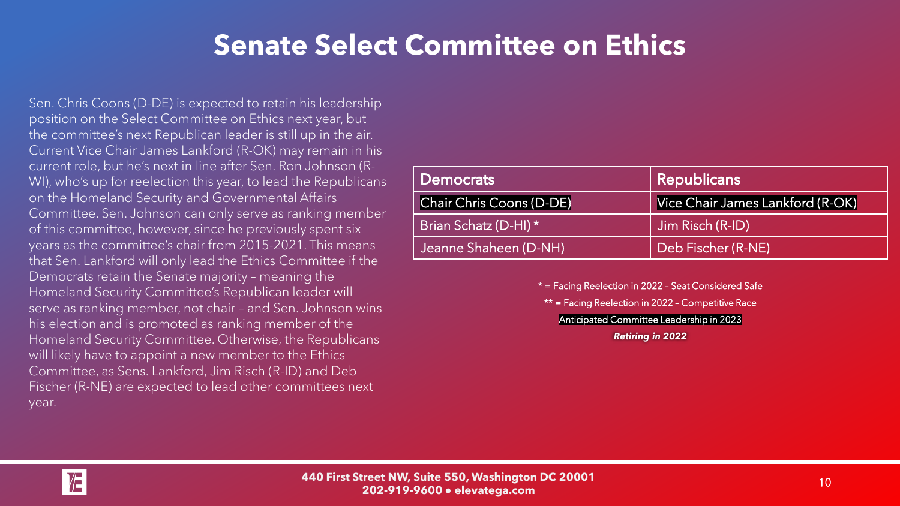# Senate Select Committee on Ethics

Sen. Chris Coons (D-DE) is expected to retain his leadership position on the Select Committee on Ethics next year, but the committee's next Republican leader is still up in the air. Current Vice Chair James Lankford (R-OK) may remain in his current role, but he's next in line after Sen. Ron Johnson (R-WI), who's up for reelection this year, to lead the Republicans on the Homeland Security and Governmental Affairs Committee. Sen. Johnson can only serve as ranking member of this committee, however, since he previously spent six years as the committee's chair from 2015-2021. This means that Sen. Lankford will only lead the Ethics Committee if the Democrats retain the Senate majority – meaning the Homeland Security Committee's Republican leader will serve as ranking member, not chair – and Sen. Johnson wins his election and is promoted as ranking member of the Homeland Security Committee. Otherwise, the Republicans will likely have to appoint a new member to the Ethics Committee, as Sens. Lankford, Jim Risch (R-ID) and Deb Fischer (R-NE) are expected to lead other committees next year.

| Democrats | Republicans |
|---|---|
| Chair Chris Coons (D-DE) | Vice Chair James Lankford (R-OK) |
| Brian Schatz (D-HI) * | Jim Risch (R-ID) |
| Jeanne Shaheen (D-NH) | Deb Fischer (R-NE) |

* = Facing Reelection in 2022 – Seat Considered Safe

** = Facing Reelection in 2022 – Competitive Race

Anticipated Committee Leadership in 2023

***Retiring in 2022***

**440 First Street NW, Suite 550, Washington DC 20001**
**202-919-9600 • elevatega.com**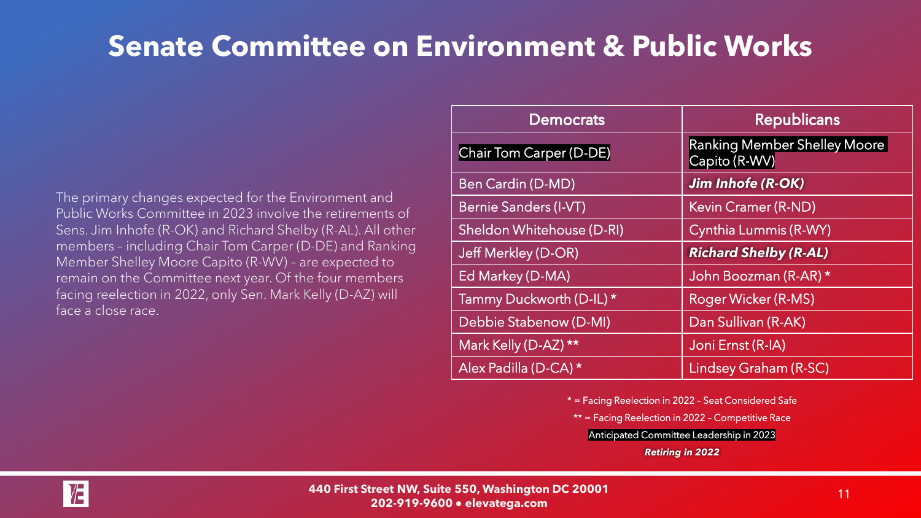# Senate Committee on Environment & Public Works

The primary changes expected for the Environment and Public Works Committee in 2023 involve the retirements of Sens. Jim Inhofe (R-OK) and Richard Shelby (R-AL). All other members – including Chair Tom Carper (D-DE) and Ranking Member Shelley Moore Capito (R-WV) – are expected to remain on the Committee next year. Of the four members facing reelection in 2022, only Sen. Mark Kelly (D-AZ) will face a close race.

| Democrats | Republicans |
| --- | --- |
| Chair Tom Carper (D-DE) | Ranking Member Shelley Moore Capito (R-WV) |
| Ben Cardin (D-MD) | ***Jim Inhofe (R-OK)*** |
| Bernie Sanders (I-VT) | Kevin Cramer (R-ND) |
| Sheldon Whitehouse (D-RI) | Cynthia Lummis (R-WY) |
| Jeff Merkley (D-OR) | ***Richard Shelby (R-AL)*** |
| Ed Markey (D-MA) | John Boozman (R-AR) * |
| Tammy Duckworth (D-IL) * | Roger Wicker (R-MS) |
| Debbie Stabenow (D-MI) | Dan Sullivan (R-AK) |
| Mark Kelly (D-AZ) ** | Joni Ernst (R-IA) |
| Alex Padilla (D-CA) * | Lindsey Graham (R-SC) |

* = Facing Reelection in 2022 – Seat Considered Safe

** = Facing Reelection in 2022 – Competitive Race

Anticipated Committee Leadership in 2023

***Retiring in 2022***

**440 First Street NW, Suite 550, Washington DC 20001**
**202-919-9600 • elevatega.com**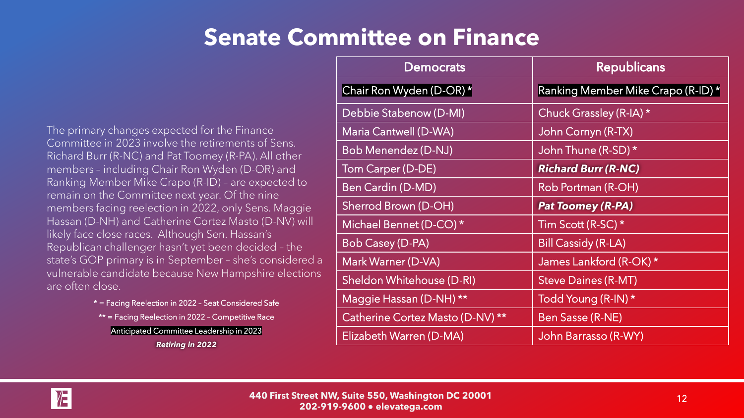# Senate Committee on Finance

The primary changes expected for the Finance Committee in 2023 involve the retirements of Sens. Richard Burr (R-NC) and Pat Toomey (R-PA). All other members – including Chair Ron Wyden (D-OR) and Ranking Member Mike Crapo (R-ID) – are expected to remain on the Committee next year. Of the nine members facing reelection in 2022, only Sens. Maggie Hassan (D-NH) and Catherine Cortez Masto (D-NV) will likely face close races. Although Sen. Hassan's Republican challenger hasn't yet been decided – the state's GOP primary is in September – she's considered a vulnerable candidate because New Hampshire elections are often close.

| Democrats | Republicans |
|---|---|
| Chair Ron Wyden (D-OR) * | Ranking Member Mike Crapo (R-ID) * |
| Debbie Stabenow (D-MI) | Chuck Grassley (R-IA) * |
| Maria Cantwell (D-WA) | John Cornyn (R-TX) |
| Bob Menendez (D-NJ) | John Thune (R-SD) * |
| Tom Carper (D-DE) | ***Richard Burr (R-NC)*** |
| Ben Cardin (D-MD) | Rob Portman (R-OH) |
| Sherrod Brown (D-OH) | ***Pat Toomey (R-PA)*** |
| Michael Bennet (D-CO) * | Tim Scott (R-SC) * |
| Bob Casey (D-PA) | Bill Cassidy (R-LA) |
| Mark Warner (D-VA) | James Lankford (R-OK) * |
| Sheldon Whitehouse (D-RI) | Steve Daines (R-MT) |
| Maggie Hassan (D-NH) ** | Todd Young (R-IN) * |
| Catherine Cortez Masto (D-NV) ** | Ben Sasse (R-NE) |
| Elizabeth Warren (D-MA) | John Barrasso (R-WY) |

* = Facing Reelection in 2022 – Seat Considered Safe

** = Facing Reelection in 2022 – Competitive Race

Anticipated Committee Leadership in 2023

***Retiring in 2022***

**440 First Street NW, Suite 550, Washington DC 20001**
**202-919-9600 • elevatega.com**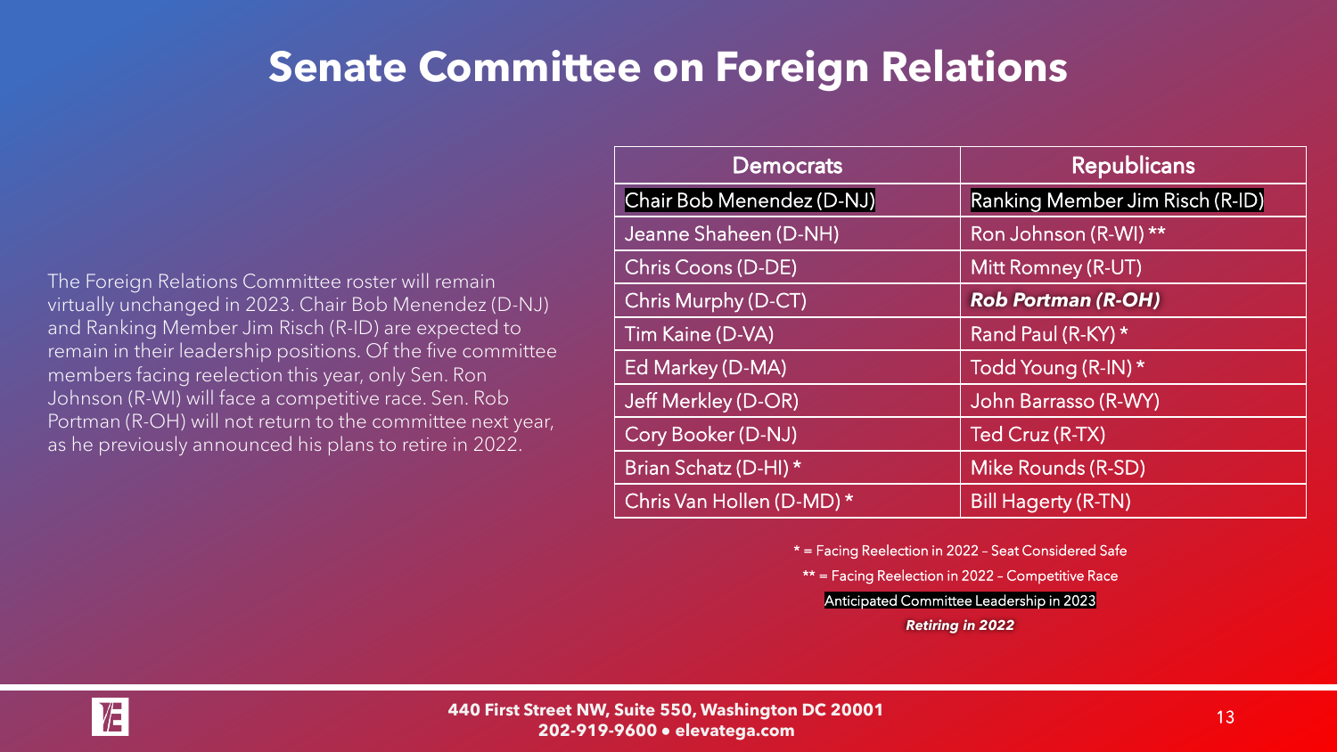# Senate Committee on Foreign Relations

The Foreign Relations Committee roster will remain virtually unchanged in 2023. Chair Bob Menendez (D-NJ) and Ranking Member Jim Risch (R-ID) are expected to remain in their leadership positions. Of the five committee members facing reelection this year, only Sen. Ron Johnson (R-WI) will face a competitive race. Sen. Rob Portman (R-OH) will not return to the committee next year, as he previously announced his plans to retire in 2022.

| Democrats | Republicans |
|---|---|
| Chair Bob Menendez (D-NJ) | Ranking Member Jim Risch (R-ID) |
| Jeanne Shaheen (D-NH) | Ron Johnson (R-WI) ** |
| Chris Coons (D-DE) | Mitt Romney (R-UT) |
| Chris Murphy (D-CT) | ***Rob Portman (R-OH)*** |
| Tim Kaine (D-VA) | Rand Paul (R-KY) * |
| Ed Markey (D-MA) | Todd Young (R-IN) * |
| Jeff Merkley (D-OR) | John Barrasso (R-WY) |
| Cory Booker (D-NJ) | Ted Cruz (R-TX) |
| Brian Schatz (D-HI) * | Mike Rounds (R-SD) |
| Chris Van Hollen (D-MD) * | Bill Hagerty (R-TN) |

* = Facing Reelection in 2022 – Seat Considered Safe

** = Facing Reelection in 2022 – Competitive Race

Anticipated Committee Leadership in 2023

***Retiring in 2022***

**440 First Street NW, Suite 550, Washington DC 20001**
**202-919-9600 • elevatega.com**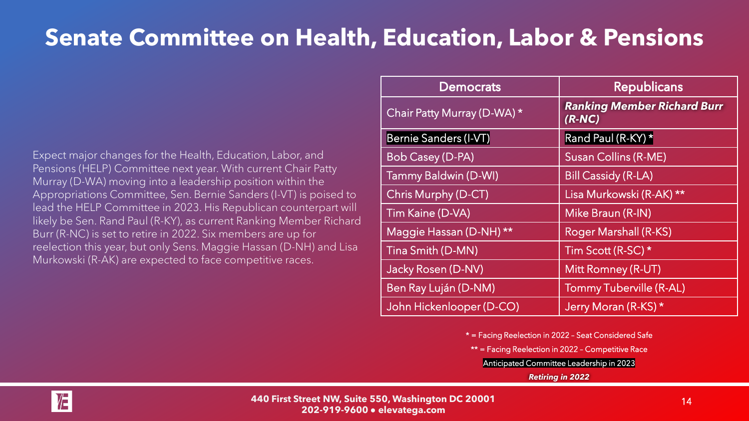# Senate Committee on Health, Education, Labor & Pensions

Expect major changes for the Health, Education, Labor, and Pensions (HELP) Committee next year. With current Chair Patty Murray (D-WA) moving into a leadership position within the Appropriations Committee, Sen. Bernie Sanders (I-VT) is poised to lead the HELP Committee in 2023. His Republican counterpart will likely be Sen. Rand Paul (R-KY), as current Ranking Member Richard Burr (R-NC) is set to retire in 2022. Six members are up for reelection this year, but only Sens. Maggie Hassan (D-NH) and Lisa Murkowski (R-AK) are expected to face competitive races.

| Democrats | Republicans |
| --- | --- |
| Chair Patty Murray (D-WA) * | ***Ranking Member Richard Burr (R-NC)*** |
| Bernie Sanders (I-VT) | Rand Paul (R-KY) * |
| Bob Casey (D-PA) | Susan Collins (R-ME) |
| Tammy Baldwin (D-WI) | Bill Cassidy (R-LA) |
| Chris Murphy (D-CT) | Lisa Murkowski (R-AK) ** |
| Tim Kaine (D-VA) | Mike Braun (R-IN) |
| Maggie Hassan (D-NH) ** | Roger Marshall (R-KS) |
| Tina Smith (D-MN) | Tim Scott (R-SC) * |
| Jacky Rosen (D-NV) | Mitt Romney (R-UT) |
| Ben Ray Luján (D-NM) | Tommy Tuberville (R-AL) |
| John Hickenlooper (D-CO) | Jerry Moran (R-KS) * |

* = Facing Reelection in 2022 – Seat Considered Safe

** = Facing Reelection in 2022 – Competitive Race

Anticipated Committee Leadership in 2023

***Retiring in 2022***

**440 First Street NW, Suite 550, Washington DC 20001**
**202-919-9600 • elevatega.com**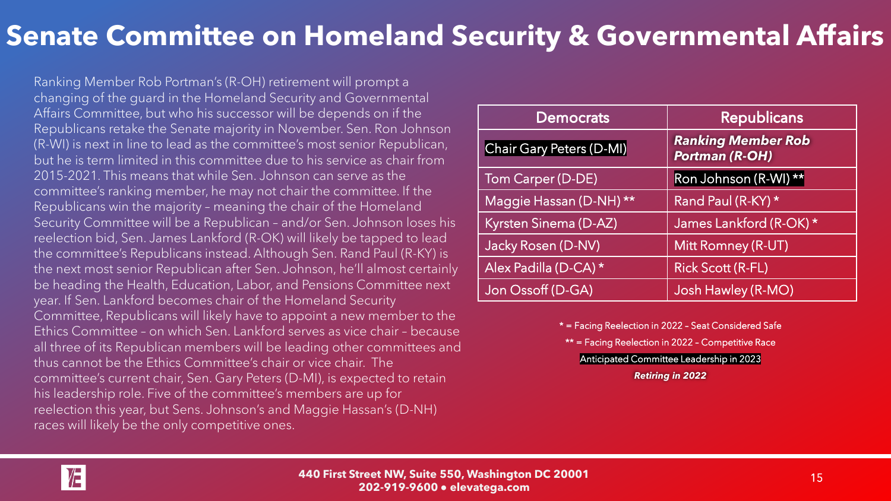# Senate Committee on Homeland Security & Governmental Affairs

Ranking Member Rob Portman's (R-OH) retirement will prompt a changing of the guard in the Homeland Security and Governmental Affairs Committee, but who his successor will be depends on if the Republicans retake the Senate majority in November. Sen. Ron Johnson (R-WI) is next in line to lead as the committee's most senior Republican, but he is term limited in this committee due to his service as chair from 2015-2021. This means that while Sen. Johnson can serve as the committee's ranking member, he may not chair the committee. If the Republicans win the majority – meaning the chair of the Homeland Security Committee will be a Republican – and/or Sen. Johnson loses his reelection bid, Sen. James Lankford (R-OK) will likely be tapped to lead the committee's Republicans instead. Although Sen. Rand Paul (R-KY) is the next most senior Republican after Sen. Johnson, he'll almost certainly be heading the Health, Education, Labor, and Pensions Committee next year. If Sen. Lankford becomes chair of the Homeland Security Committee, Republicans will likely have to appoint a new member to the Ethics Committee – on which Sen. Lankford serves as vice chair – because all three of its Republican members will be leading other committees and thus cannot be the Ethics Committee's chair or vice chair. The committee's current chair, Sen. Gary Peters (D-MI), is expected to retain his leadership role. Five of the committee's members are up for reelection this year, but Sens. Johnson's and Maggie Hassan's (D-NH) races will likely be the only competitive ones.

| Democrats | Republicans |
|---|---|
| Chair Gary Peters (D-MI) | ***Ranking Member Rob Portman (R-OH)*** |
| Tom Carper (D-DE) | Ron Johnson (R-WI) ** |
| Maggie Hassan (D-NH) ** | Rand Paul (R-KY) * |
| Kyrsten Sinema (D-AZ) | James Lankford (R-OK) * |
| Jacky Rosen (D-NV) | Mitt Romney (R-UT) |
| Alex Padilla (D-CA) * | Rick Scott (R-FL) |
| Jon Ossoff (D-GA) | Josh Hawley (R-MO) |

* = Facing Reelection in 2022 – Seat Considered Safe

** = Facing Reelection in 2022 – Competitive Race

Anticipated Committee Leadership in 2023

***Retiring in 2022***

**440 First Street NW, Suite 550, Washington DC 20001**
**202-919-9600 • elevatega.com**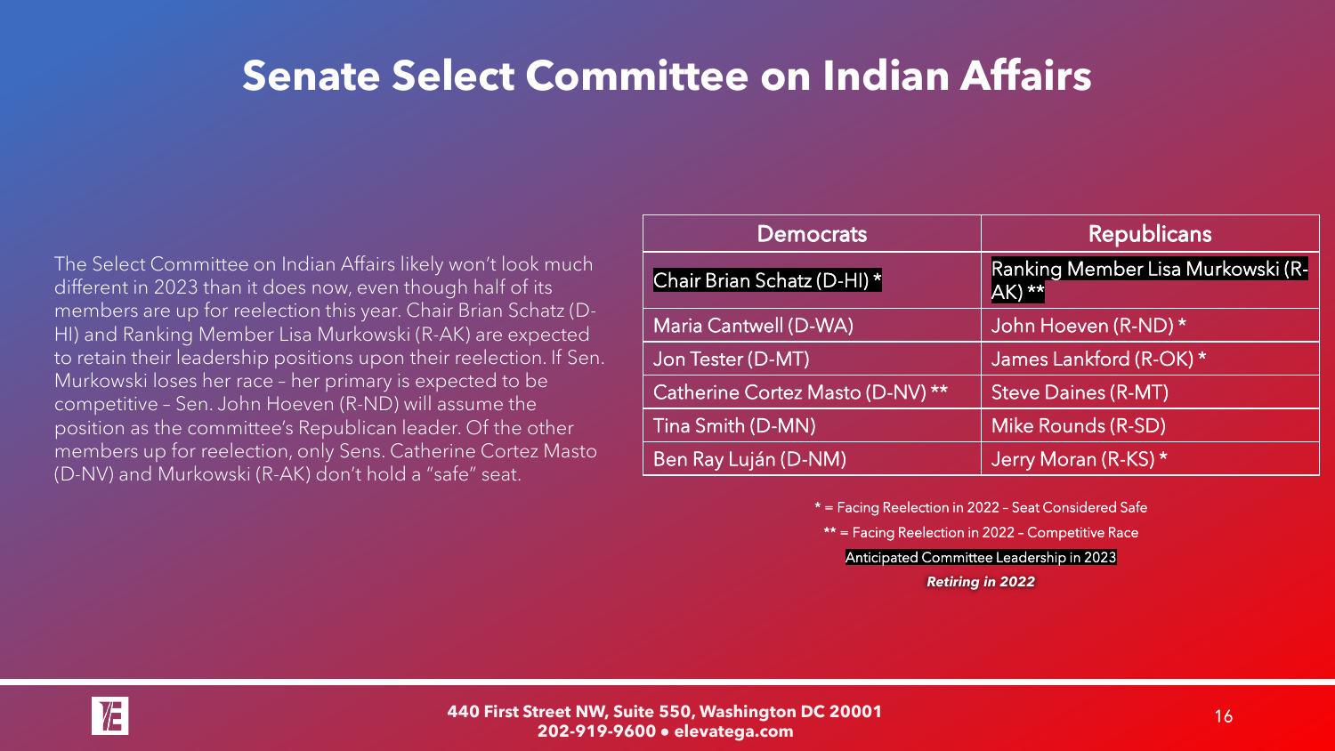# Senate Select Committee on Indian Affairs

The Select Committee on Indian Affairs likely won't look much different in 2023 than it does now, even though half of its members are up for reelection this year. Chair Brian Schatz (D-HI) and Ranking Member Lisa Murkowski (R-AK) are expected to retain their leadership positions upon their reelection. If Sen. Murkowski loses her race – her primary is expected to be competitive – Sen. John Hoeven (R-ND) will assume the position as the committee's Republican leader. Of the other members up for reelection, only Sens. Catherine Cortez Masto (D-NV) and Murkowski (R-AK) don't hold a "safe" seat.

| Democrats | Republicans |
| --- | --- |
| Chair Brian Schatz (D-HI) * | Ranking Member Lisa Murkowski (R-AK) ** |
| Maria Cantwell (D-WA) | John Hoeven (R-ND) * |
| Jon Tester (D-MT) | James Lankford (R-OK) * |
| Catherine Cortez Masto (D-NV) ** | Steve Daines (R-MT) |
| Tina Smith (D-MN) | Mike Rounds (R-SD) |
| Ben Ray Luján (D-NM) | Jerry Moran (R-KS) * |

* = Facing Reelection in 2022 – Seat Considered Safe

** = Facing Reelection in 2022 – Competitive Race

Anticipated Committee Leadership in 2023

***Retiring in 2022***

**440 First Street NW, Suite 550, Washington DC 20001**
**202-919-9600 • elevatega.com**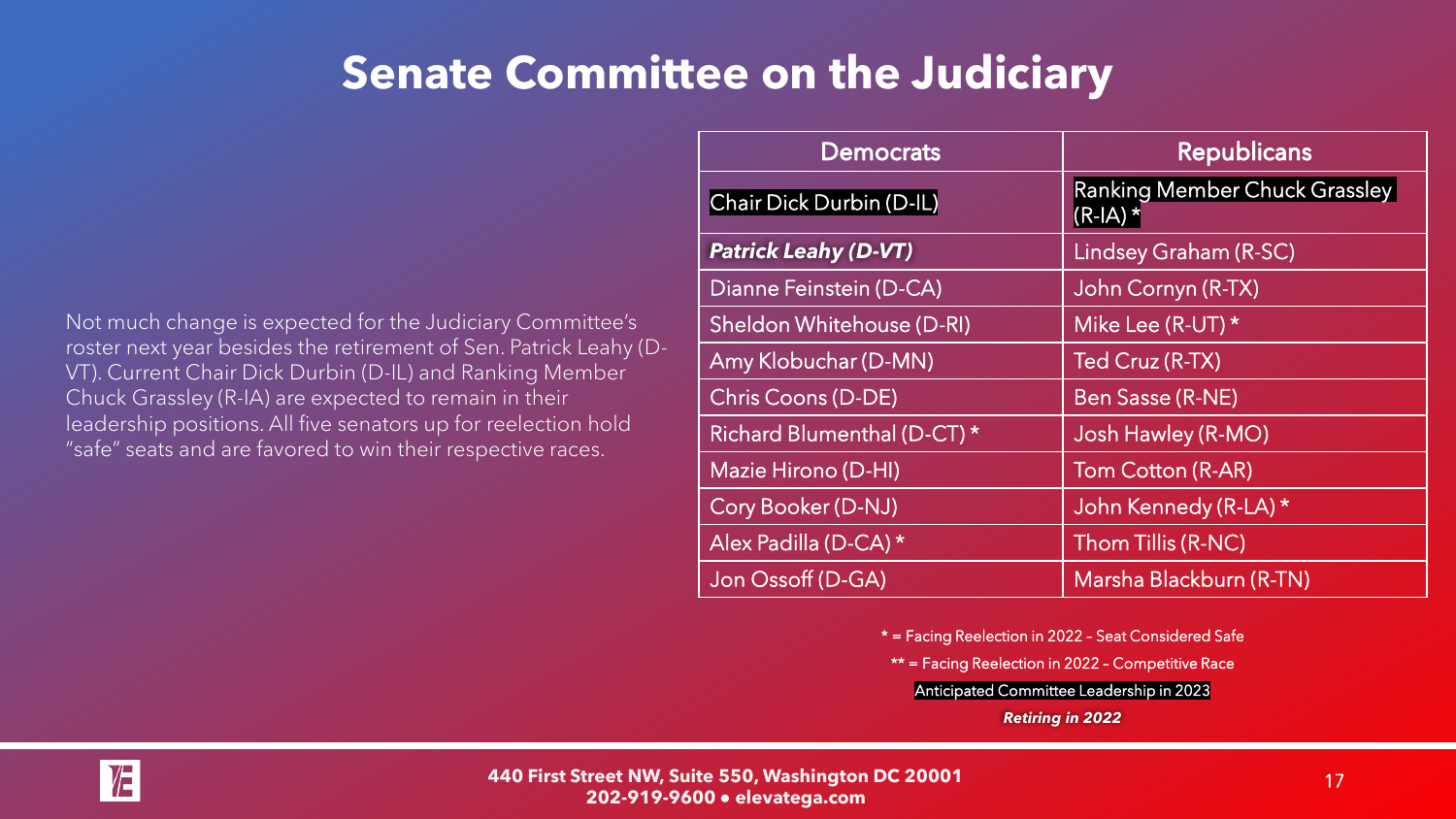# Senate Committee on the Judiciary

Not much change is expected for the Judiciary Committee's roster next year besides the retirement of Sen. Patrick Leahy (D-VT). Current Chair Dick Durbin (D-IL) and Ranking Member Chuck Grassley (R-IA) are expected to remain in their leadership positions. All five senators up for reelection hold "safe" seats and are favored to win their respective races.

| Democrats | Republicans |
| --- | --- |
| Chair Dick Durbin (D-IL) | Ranking Member Chuck Grassley (R-IA) * |
| ***Patrick Leahy (D-VT)*** | Lindsey Graham (R-SC) |
| Dianne Feinstein (D-CA) | John Cornyn (R-TX) |
| Sheldon Whitehouse (D-RI) | Mike Lee (R-UT) * |
| Amy Klobuchar (D-MN) | Ted Cruz (R-TX) |
| Chris Coons (D-DE) | Ben Sasse (R-NE) |
| Richard Blumenthal (D-CT) * | Josh Hawley (R-MO) |
| Mazie Hirono (D-HI) | Tom Cotton (R-AR) |
| Cory Booker (D-NJ) | John Kennedy (R-LA) * |
| Alex Padilla (D-CA) * | Thom Tillis (R-NC) |
| Jon Ossoff (D-GA) | Marsha Blackburn (R-TN) |

* = Facing Reelection in 2022 – Seat Considered Safe

** = Facing Reelection in 2022 – Competitive Race

Anticipated Committee Leadership in 2023

***Retiring in 2022***

**440 First Street NW, Suite 550, Washington DC 20001**
**202-919-9600 • elevatega.com**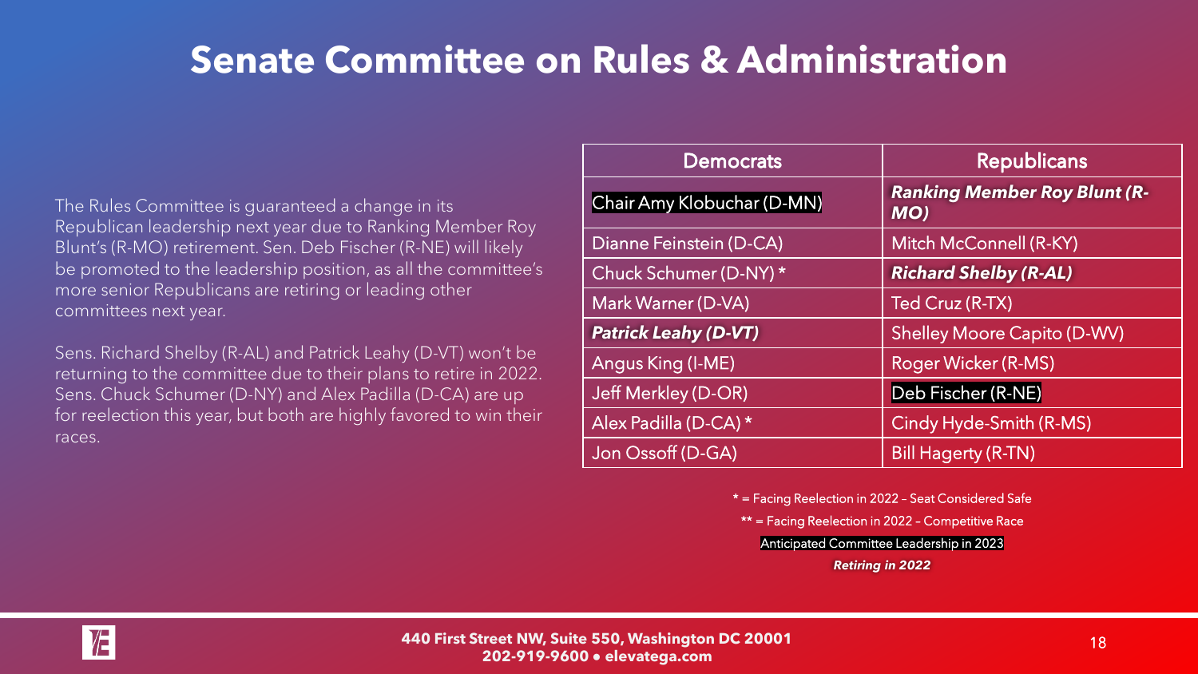# Senate Committee on Rules & Administration

The Rules Committee is guaranteed a change in its Republican leadership next year due to Ranking Member Roy Blunt's (R-MO) retirement. Sen. Deb Fischer (R-NE) will likely be promoted to the leadership position, as all the committee's more senior Republicans are retiring or leading other committees next year.

Sens. Richard Shelby (R-AL) and Patrick Leahy (D-VT) won't be returning to the committee due to their plans to retire in 2022. Sens. Chuck Schumer (D-NY) and Alex Padilla (D-CA) are up for reelection this year, but both are highly favored to win their races.

| Democrats | Republicans |
|---|---|
| Chair Amy Klobuchar (D-MN) | ***Ranking Member Roy Blunt (R-MO)*** |
| Dianne Feinstein (D-CA) | Mitch McConnell (R-KY) |
| Chuck Schumer (D-NY) * | ***Richard Shelby (R-AL)*** |
| Mark Warner (D-VA) | Ted Cruz (R-TX) |
| ***Patrick Leahy (D-VT)*** | Shelley Moore Capito (D-WV) |
| Angus King (I-ME) | Roger Wicker (R-MS) |
| Jeff Merkley (D-OR) | Deb Fischer (R-NE) |
| Alex Padilla (D-CA) * | Cindy Hyde-Smith (R-MS) |
| Jon Ossoff (D-GA) | Bill Hagerty (R-TN) |

* = Facing Reelection in 2022 – Seat Considered Safe

** = Facing Reelection in 2022 – Competitive Race

Anticipated Committee Leadership in 2023

***Retiring in 2022***

**440 First Street NW, Suite 550, Washington DC 20001**
**202-919-9600 • elevatega.com**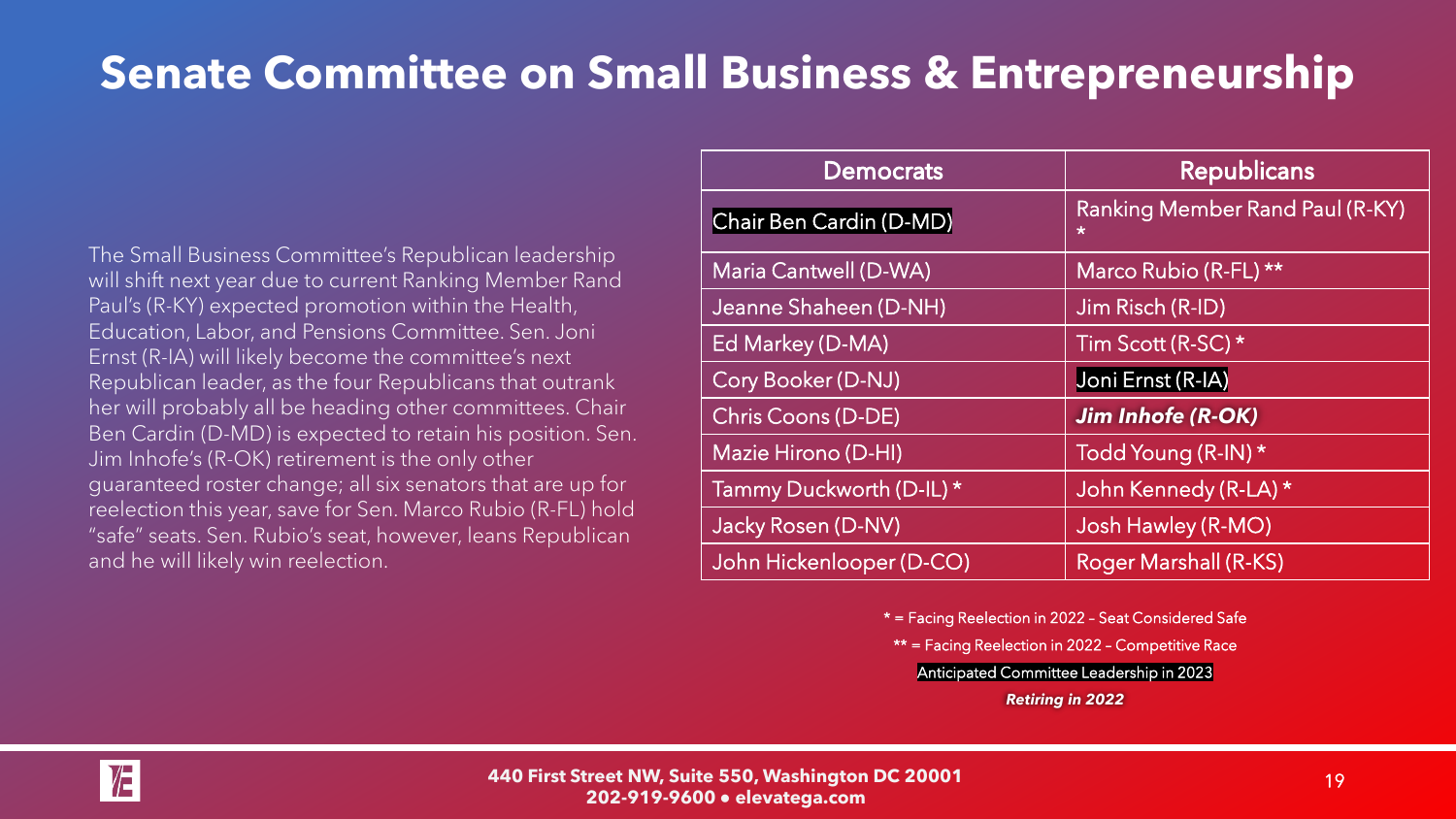# Senate Committee on Small Business & Entrepreneurship

The Small Business Committee's Republican leadership will shift next year due to current Ranking Member Rand Paul's (R-KY) expected promotion within the Health, Education, Labor, and Pensions Committee. Sen. Joni Ernst (R-IA) will likely become the committee's next Republican leader, as the four Republicans that outrank her will probably all be heading other committees. Chair Ben Cardin (D-MD) is expected to retain his position. Sen. Jim Inhofe's (R-OK) retirement is the only other guaranteed roster change; all six senators that are up for reelection this year, save for Sen. Marco Rubio (R-FL) hold "safe" seats. Sen. Rubio's seat, however, leans Republican and he will likely win reelection.

| Democrats | Republicans |
|---|---|
| Chair Ben Cardin (D-MD) | Ranking Member Rand Paul (R-KY) * |
| Maria Cantwell (D-WA) | Marco Rubio (R-FL) ** |
| Jeanne Shaheen (D-NH) | Jim Risch (R-ID) |
| Ed Markey (D-MA) | Tim Scott (R-SC) * |
| Cory Booker (D-NJ) | Joni Ernst (R-IA) |
| Chris Coons (D-DE) | ***Jim Inhofe (R-OK)*** |
| Mazie Hirono (D-HI) | Todd Young (R-IN) * |
| Tammy Duckworth (D-IL) * | John Kennedy (R-LA) * |
| Jacky Rosen (D-NV) | Josh Hawley (R-MO) |
| John Hickenlooper (D-CO) | Roger Marshall (R-KS) |

* = Facing Reelection in 2022 – Seat Considered Safe

** = Facing Reelection in 2022 – Competitive Race

Anticipated Committee Leadership in 2023

***Retiring in 2022***

**440 First Street NW, Suite 550, Washington DC 20001**
**202-919-9600 • elevatega.com**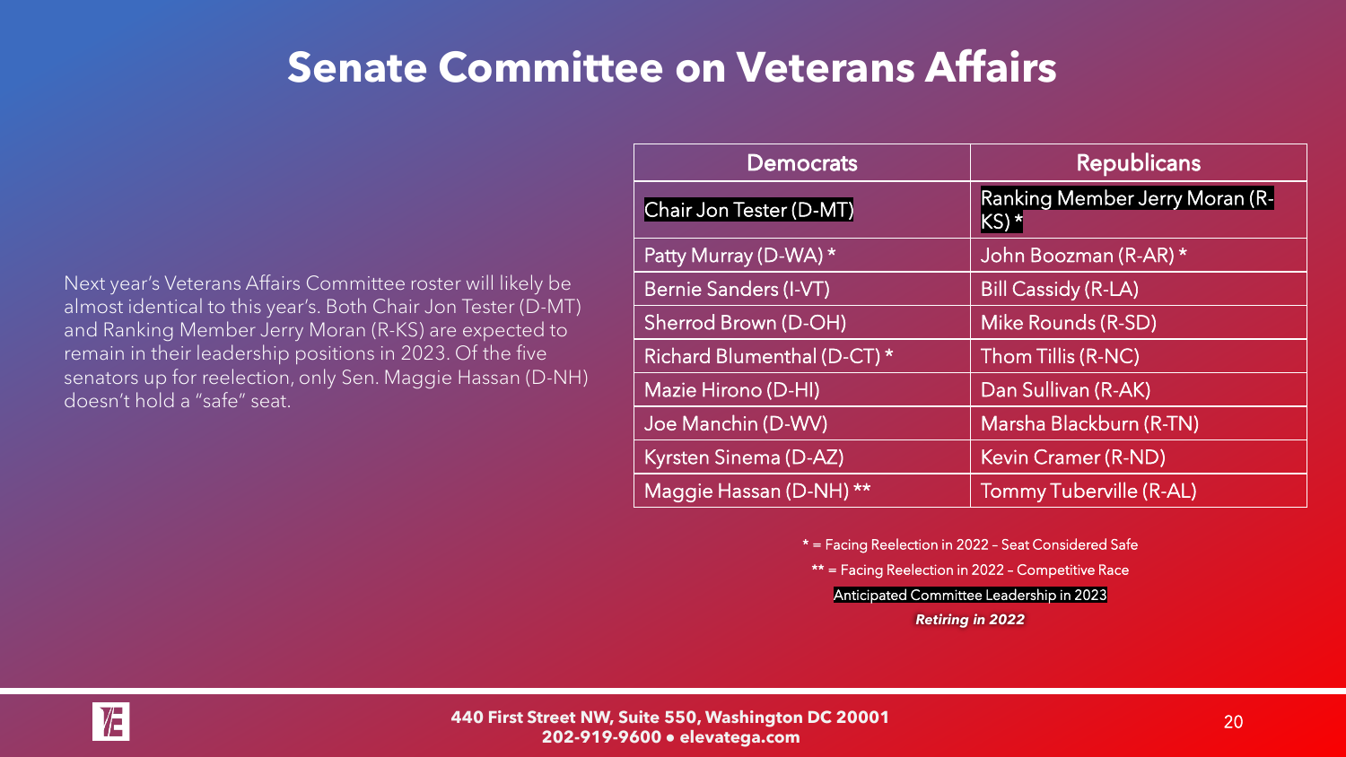# Senate Committee on Veterans Affairs

Next year's Veterans Affairs Committee roster will likely be almost identical to this year's. Both Chair Jon Tester (D-MT) and Ranking Member Jerry Moran (R-KS) are expected to remain in their leadership positions in 2023. Of the five senators up for reelection, only Sen. Maggie Hassan (D-NH) doesn't hold a "safe" seat.

| Democrats | Republicans |
|---|---|
| Chair Jon Tester (D-MT) | Ranking Member Jerry Moran (R-KS) * |
| Patty Murray (D-WA) * | John Boozman (R-AR) * |
| Bernie Sanders (I-VT) | Bill Cassidy (R-LA) |
| Sherrod Brown (D-OH) | Mike Rounds (R-SD) |
| Richard Blumenthal (D-CT) * | Thom Tillis (R-NC) |
| Mazie Hirono (D-HI) | Dan Sullivan (R-AK) |
| Joe Manchin (D-WV) | Marsha Blackburn (R-TN) |
| Kyrsten Sinema (D-AZ) | Kevin Cramer (R-ND) |
| Maggie Hassan (D-NH) ** | Tommy Tuberville (R-AL) |

* = Facing Reelection in 2022 – Seat Considered Safe

** = Facing Reelection in 2022 – Competitive Race

Anticipated Committee Leadership in 2023

***Retiring in 2022***

**440 First Street NW, Suite 550, Washington DC 20001**
**202-919-9600 • elevatega.com**